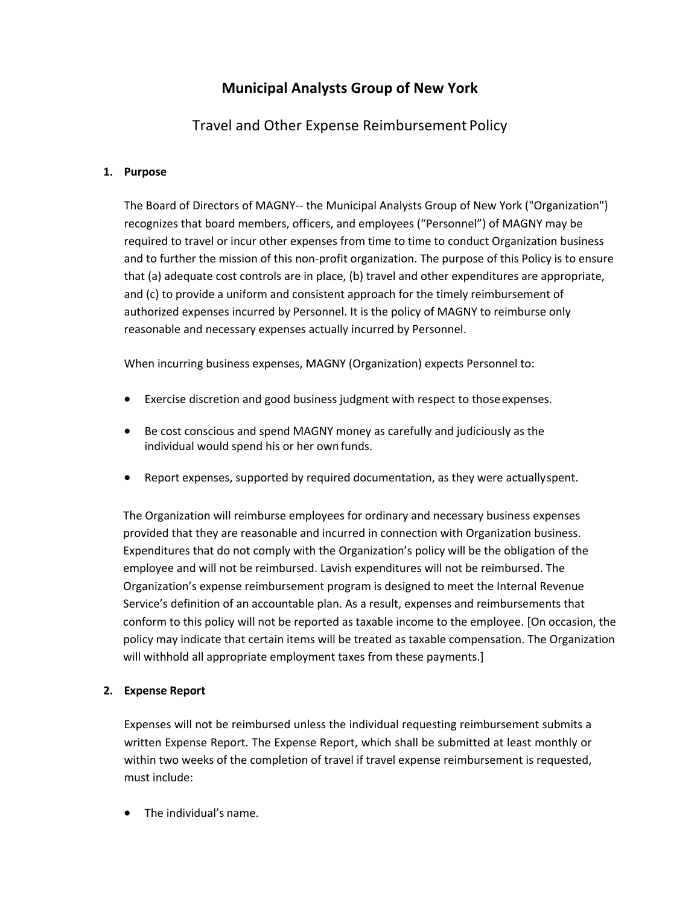# Municipal Analysts Group of New York

## Travel and Other Expense Reimbursement Policy

### 1. Purpose

The Board of Directors of MAGNY-- the Municipal Analysts Group of New York ("Organization") recognizes that board members, officers, and employees ("Personnel") of MAGNY may be required to travel or incur other expenses from time to time to conduct Organization business and to further the mission of this non-profit organization. The purpose of this Policy is to ensure that (a) adequate cost controls are in place, (b) travel and other expenditures are appropriate, and (c) to provide a uniform and consistent approach for the timely reimbursement of authorized expenses incurred by Personnel. It is the policy of MAGNY to reimburse only reasonable and necessary expenses actually incurred by Personnel.

When incurring business expenses, MAGNY (Organization) expects Personnel to:

- Exercise discretion and good business judgment with respect to those expenses.
- Be cost conscious and spend MAGNY money as carefully and judiciously as the individual would spend his or her own funds.
- Report expenses, supported by required documentation, as they were actually spent.

The Organization will reimburse employees for ordinary and necessary business expenses provided that they are reasonable and incurred in connection with Organization business. Expenditures that do not comply with the Organization's policy will be the obligation of the employee and will not be reimbursed. Lavish expenditures will not be reimbursed. The Organization's expense reimbursement program is designed to meet the Internal Revenue Service's definition of an accountable plan. As a result, expenses and reimbursements that conform to this policy will not be reported as taxable income to the employee. [On occasion, the policy may indicate that certain items will be treated as taxable compensation. The Organization will withhold all appropriate employment taxes from these payments.]

### 2. Expense Report

Expenses will not be reimbursed unless the individual requesting reimbursement submits a written Expense Report. The Expense Report, which shall be submitted at least monthly or within two weeks of the completion of travel if travel expense reimbursement is requested, must include:

- The individual's name.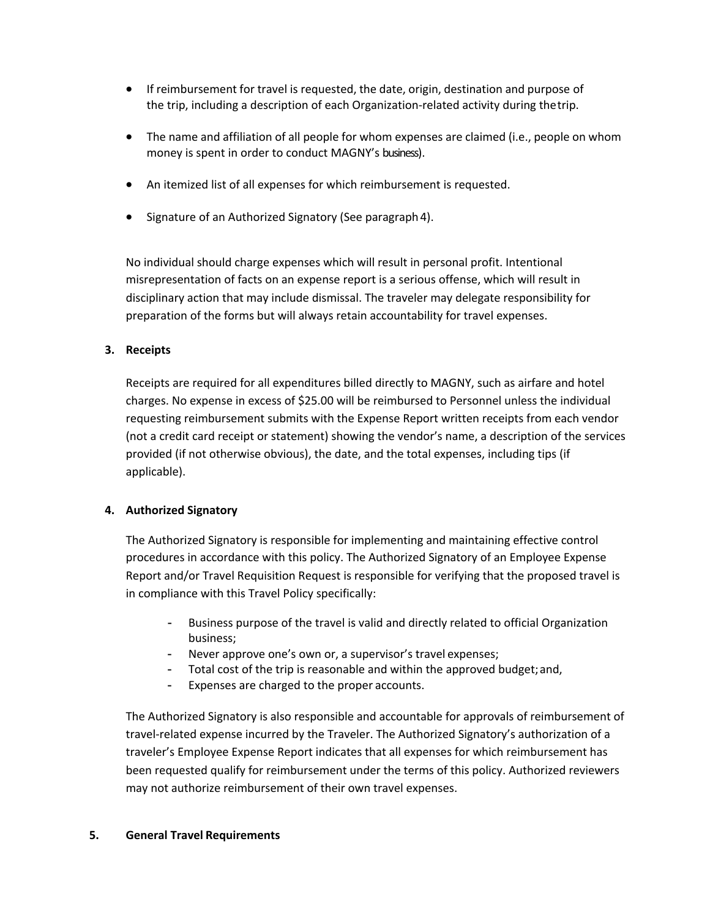- If reimbursement for travel is requested, the date, origin, destination and purpose of the trip, including a description of each Organization-related activity during the trip.

- The name and affiliation of all people for whom expenses are claimed (i.e., people on whom money is spent in order to conduct MAGNY's business).

- An itemized list of all expenses for which reimbursement is requested.

- Signature of an Authorized Signatory (See paragraph 4).

No individual should charge expenses which will result in personal profit. Intentional misrepresentation of facts on an expense report is a serious offense, which will result in disciplinary action that may include dismissal. The traveler may delegate responsibility for preparation of the forms but will always retain accountability for travel expenses.

**3. Receipts**

Receipts are required for all expenditures billed directly to MAGNY, such as airfare and hotel charges. No expense in excess of $25.00 will be reimbursed to Personnel unless the individual requesting reimbursement submits with the Expense Report written receipts from each vendor (not a credit card receipt or statement) showing the vendor's name, a description of the services provided (if not otherwise obvious), the date, and the total expenses, including tips (if applicable).

**4. Authorized Signatory**

The Authorized Signatory is responsible for implementing and maintaining effective control procedures in accordance with this policy. The Authorized Signatory of an Employee Expense Report and/or Travel Requisition Request is responsible for verifying that the proposed travel is in compliance with this Travel Policy specifically:

- Business purpose of the travel is valid and directly related to official Organization business;
- Never approve one's own or, a supervisor's travel expenses;
- Total cost of the trip is reasonable and within the approved budget; and,
- Expenses are charged to the proper accounts.

The Authorized Signatory is also responsible and accountable for approvals of reimbursement of travel-related expense incurred by the Traveler. The Authorized Signatory's authorization of a traveler's Employee Expense Report indicates that all expenses for which reimbursement has been requested qualify for reimbursement under the terms of this policy. Authorized reviewers may not authorize reimbursement of their own travel expenses.

**5. General Travel Requirements**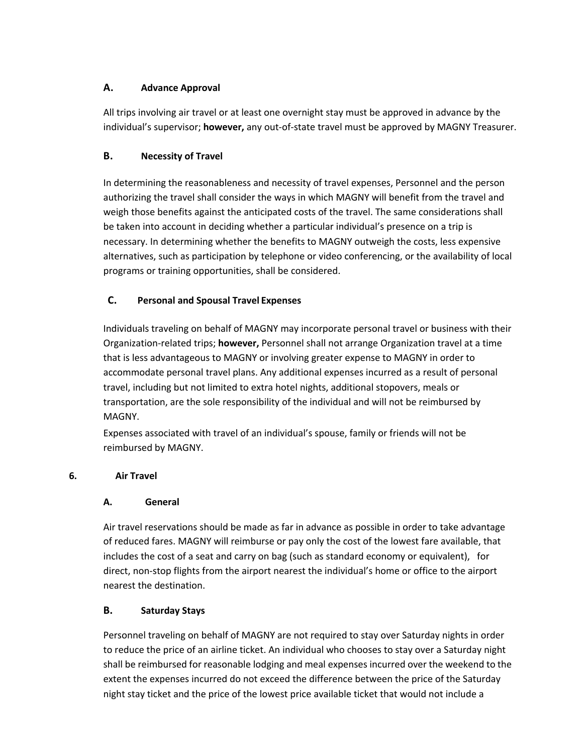### A. Advance Approval

All trips involving air travel or at least one overnight stay must be approved in advance by the individual's supervisor; **however,** any out-of-state travel must be approved by MAGNY Treasurer.

### B. Necessity of Travel

In determining the reasonableness and necessity of travel expenses, Personnel and the person authorizing the travel shall consider the ways in which MAGNY will benefit from the travel and weigh those benefits against the anticipated costs of the travel. The same considerations shall be taken into account in deciding whether a particular individual's presence on a trip is necessary. In determining whether the benefits to MAGNY outweigh the costs, less expensive alternatives, such as participation by telephone or video conferencing, or the availability of local programs or training opportunities, shall be considered.

### C. Personal and Spousal Travel Expenses

Individuals traveling on behalf of MAGNY may incorporate personal travel or business with their Organization-related trips; **however,** Personnel shall not arrange Organization travel at a time that is less advantageous to MAGNY or involving greater expense to MAGNY in order to accommodate personal travel plans. Any additional expenses incurred as a result of personal travel, including but not limited to extra hotel nights, additional stopovers, meals or transportation, are the sole responsibility of the individual and will not be reimbursed by MAGNY.

Expenses associated with travel of an individual's spouse, family or friends will not be reimbursed by MAGNY.

## 6. Air Travel

### A. General

Air travel reservations should be made as far in advance as possible in order to take advantage of reduced fares. MAGNY will reimburse or pay only the cost of the lowest fare available, that includes the cost of a seat and carry on bag (such as standard economy or equivalent), for direct, non-stop flights from the airport nearest the individual's home or office to the airport nearest the destination.

### B. Saturday Stays

Personnel traveling on behalf of MAGNY are not required to stay over Saturday nights in order to reduce the price of an airline ticket. An individual who chooses to stay over a Saturday night shall be reimbursed for reasonable lodging and meal expenses incurred over the weekend to the extent the expenses incurred do not exceed the difference between the price of the Saturday night stay ticket and the price of the lowest price available ticket that would not include a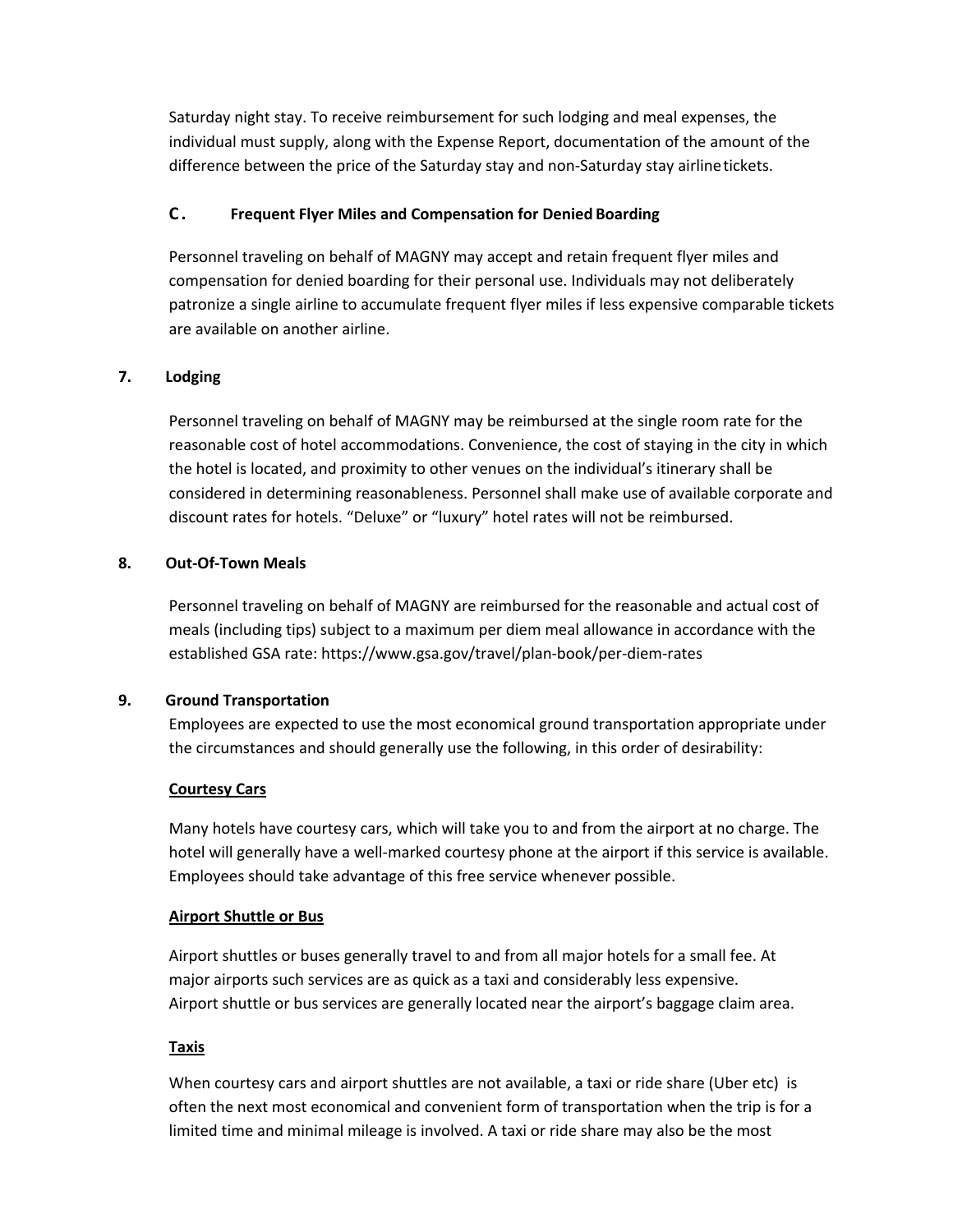Saturday night stay. To receive reimbursement for such lodging and meal expenses, the individual must supply, along with the Expense Report, documentation of the amount of the difference between the price of the Saturday stay and non-Saturday stay airline tickets.

### C. Frequent Flyer Miles and Compensation for Denied Boarding

Personnel traveling on behalf of MAGNY may accept and retain frequent flyer miles and compensation for denied boarding for their personal use. Individuals may not deliberately patronize a single airline to accumulate frequent flyer miles if less expensive comparable tickets are available on another airline.

## 7. Lodging

Personnel traveling on behalf of MAGNY may be reimbursed at the single room rate for the reasonable cost of hotel accommodations. Convenience, the cost of staying in the city in which the hotel is located, and proximity to other venues on the individual's itinerary shall be considered in determining reasonableness. Personnel shall make use of available corporate and discount rates for hotels. "Deluxe" or "luxury" hotel rates will not be reimbursed.

## 8. Out-Of-Town Meals

Personnel traveling on behalf of MAGNY are reimbursed for the reasonable and actual cost of meals (including tips) subject to a maximum per diem meal allowance in accordance with the established GSA rate: https://www.gsa.gov/travel/plan-book/per-diem-rates

## 9. Ground Transportation

Employees are expected to use the most economical ground transportation appropriate under the circumstances and should generally use the following, in this order of desirability:

**<u>Courtesy Cars</u>**

Many hotels have courtesy cars, which will take you to and from the airport at no charge. The hotel will generally have a well-marked courtesy phone at the airport if this service is available. Employees should take advantage of this free service whenever possible.

**<u>Airport Shuttle or Bus</u>**

Airport shuttles or buses generally travel to and from all major hotels for a small fee. At major airports such services are as quick as a taxi and considerably less expensive. Airport shuttle or bus services are generally located near the airport's baggage claim area.

**<u>Taxis</u>**

When courtesy cars and airport shuttles are not available, a taxi or ride share (Uber etc) is often the next most economical and convenient form of transportation when the trip is for a limited time and minimal mileage is involved. A taxi or ride share may also be the most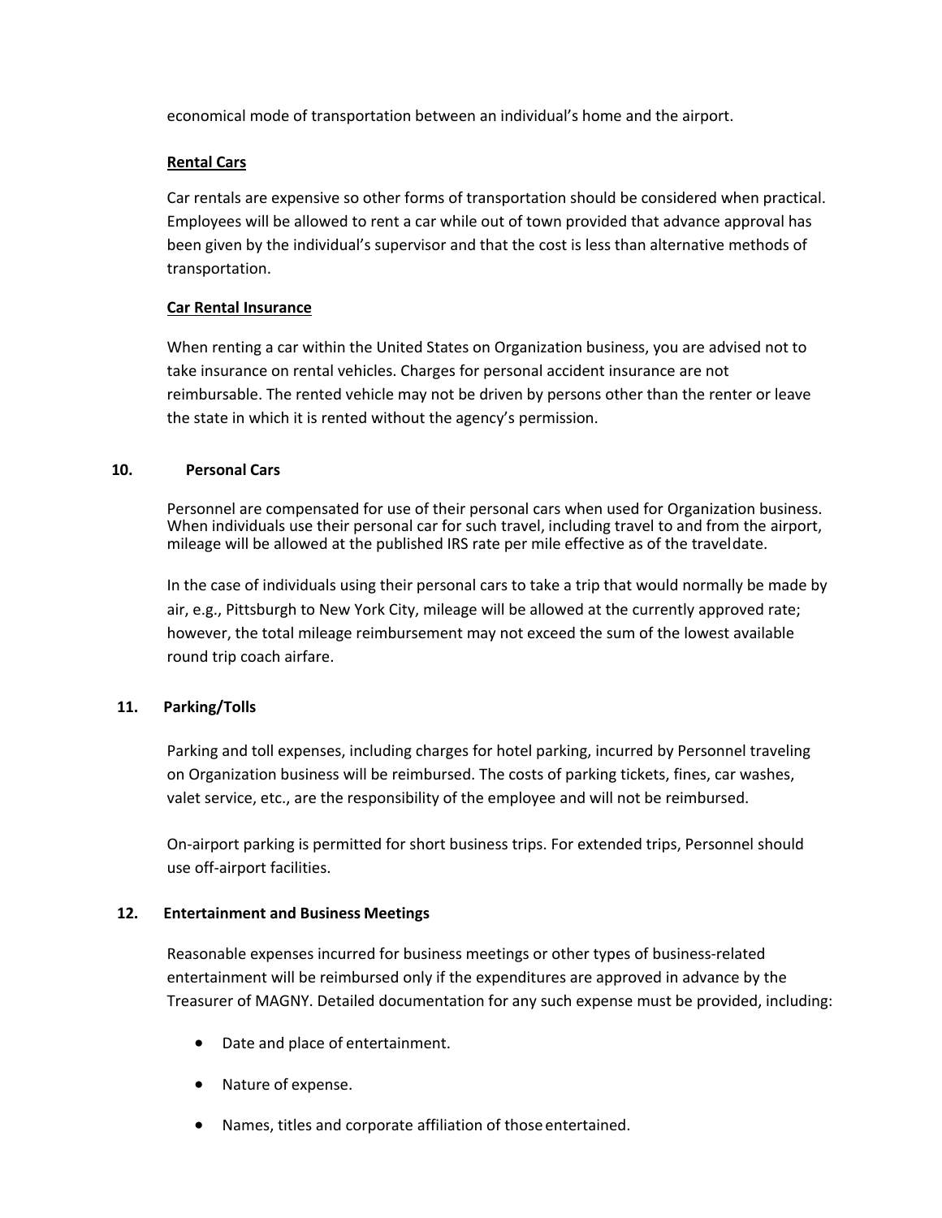economical mode of transportation between an individual's home and the airport.

**Rental Cars**

Car rentals are expensive so other forms of transportation should be considered when practical. Employees will be allowed to rent a car while out of town provided that advance approval has been given by the individual's supervisor and that the cost is less than alternative methods of transportation.

**Car Rental Insurance**

When renting a car within the United States on Organization business, you are advised not to take insurance on rental vehicles. Charges for personal accident insurance are not reimbursable. The rented vehicle may not be driven by persons other than the renter or leave the state in which it is rented without the agency's permission.

## 10. Personal Cars

Personnel are compensated for use of their personal cars when used for Organization business. When individuals use their personal car for such travel, including travel to and from the airport, mileage will be allowed at the published IRS rate per mile effective as of the travel date.

In the case of individuals using their personal cars to take a trip that would normally be made by air, e.g., Pittsburgh to New York City, mileage will be allowed at the currently approved rate; however, the total mileage reimbursement may not exceed the sum of the lowest available round trip coach airfare.

## 11. Parking/Tolls

Parking and toll expenses, including charges for hotel parking, incurred by Personnel traveling on Organization business will be reimbursed. The costs of parking tickets, fines, car washes, valet service, etc., are the responsibility of the employee and will not be reimbursed.

On-airport parking is permitted for short business trips. For extended trips, Personnel should use off-airport facilities.

## 12. Entertainment and Business Meetings

Reasonable expenses incurred for business meetings or other types of business-related entertainment will be reimbursed only if the expenditures are approved in advance by the Treasurer of MAGNY. Detailed documentation for any such expense must be provided, including:

- Date and place of entertainment.
- Nature of expense.
- Names, titles and corporate affiliation of those entertained.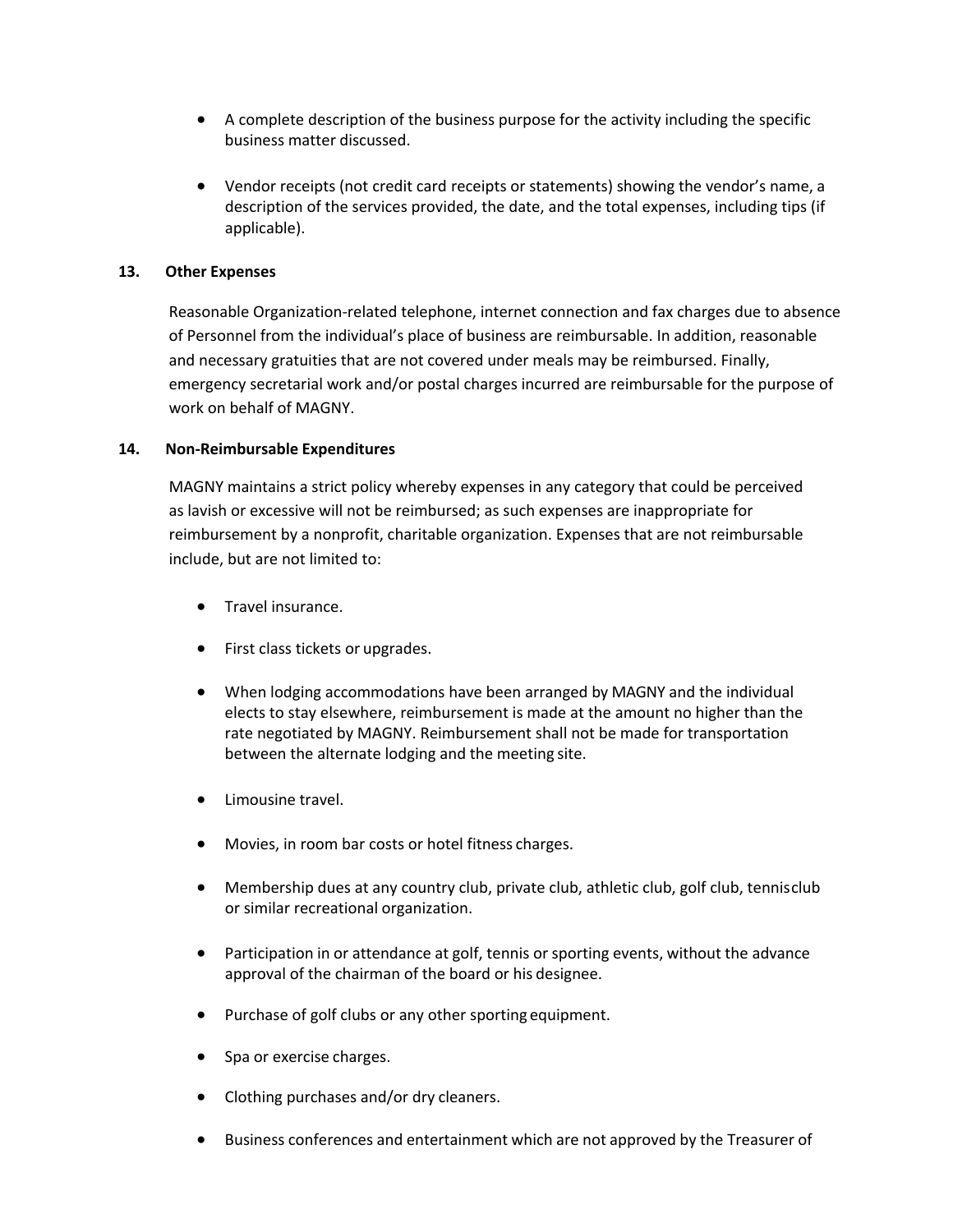- A complete description of the business purpose for the activity including the specific business matter discussed.

- Vendor receipts (not credit card receipts or statements) showing the vendor's name, a description of the services provided, the date, and the total expenses, including tips (if applicable).

**13. Other Expenses**

Reasonable Organization-related telephone, internet connection and fax charges due to absence of Personnel from the individual's place of business are reimbursable. In addition, reasonable and necessary gratuities that are not covered under meals may be reimbursed. Finally, emergency secretarial work and/or postal charges incurred are reimbursable for the purpose of work on behalf of MAGNY.

**14. Non-Reimbursable Expenditures**

MAGNY maintains a strict policy whereby expenses in any category that could be perceived as lavish or excessive will not be reimbursed; as such expenses are inappropriate for reimbursement by a nonprofit, charitable organization. Expenses that are not reimbursable include, but are not limited to:

- Travel insurance.

- First class tickets or upgrades.

- When lodging accommodations have been arranged by MAGNY and the individual elects to stay elsewhere, reimbursement is made at the amount no higher than the rate negotiated by MAGNY. Reimbursement shall not be made for transportation between the alternate lodging and the meeting site.

- Limousine travel.

- Movies, in room bar costs or hotel fitness charges.

- Membership dues at any country club, private club, athletic club, golf club, tennis club or similar recreational organization.

- Participation in or attendance at golf, tennis or sporting events, without the advance approval of the chairman of the board or his designee.

- Purchase of golf clubs or any other sporting equipment.

- Spa or exercise charges.

- Clothing purchases and/or dry cleaners.

- Business conferences and entertainment which are not approved by the Treasurer of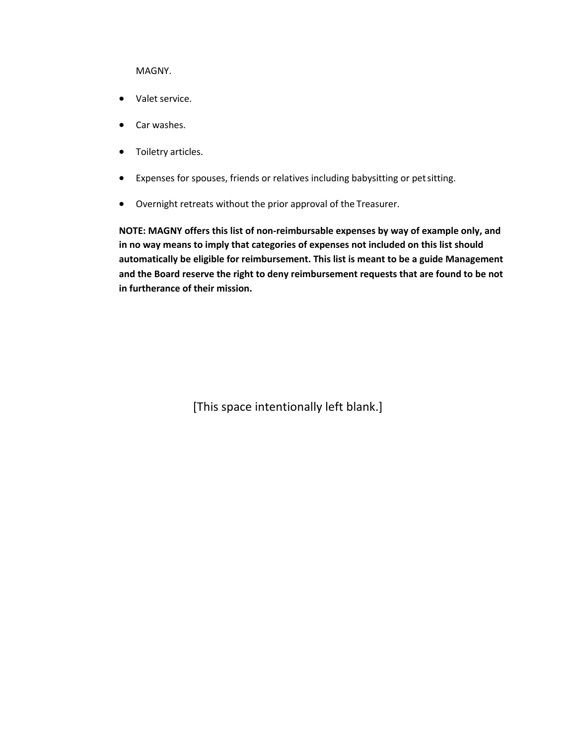MAGNY.

- Valet service.
- Car washes.
- Toiletry articles.
- Expenses for spouses, friends or relatives including babysitting or pet sitting.
- Overnight retreats without the prior approval of the Treasurer.

**NOTE: MAGNY offers this list of non-reimbursable expenses by way of example only, and in no way means to imply that categories of expenses not included on this list should automatically be eligible for reimbursement. This list is meant to be a guide Management and the Board reserve the right to deny reimbursement requests that are found to be not in furtherance of their mission.**

[This space intentionally left blank.]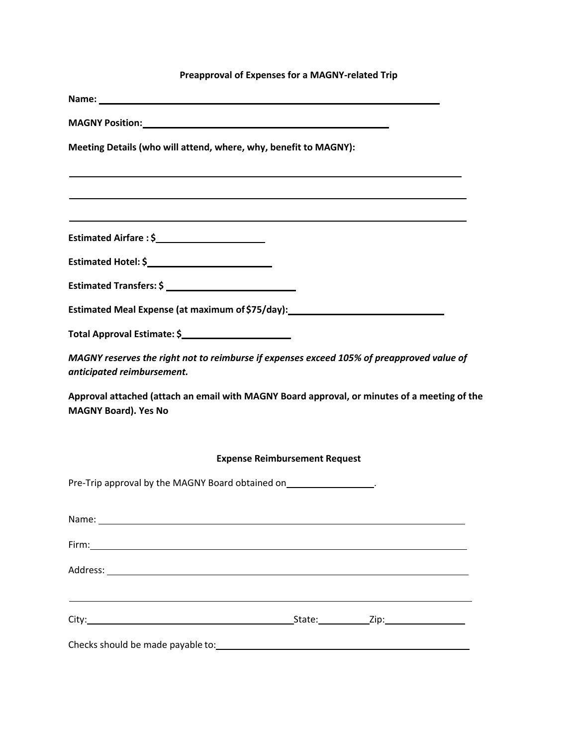### Preapproval of Expenses for a MAGNY-related Trip

**Name:** \_\_\_\_\_\_\_\_\_\_\_\_\_\_\_\_\_\_\_\_\_\_\_\_\_\_\_\_\_\_\_\_\_\_\_\_\_\_\_\_\_\_\_\_\_\_\_\_

**MAGNY Position:** \_\_\_\_\_\_\_\_\_\_\_\_\_\_\_\_\_\_\_\_\_\_\_\_\_\_\_\_\_\_\_\_\_\_\_\_

**Meeting Details (who will attend, where, why, benefit to MAGNY):**

\_\_\_\_\_\_\_\_\_\_\_\_\_\_\_\_\_\_\_\_\_\_\_\_\_\_\_\_\_\_\_\_\_\_\_\_\_\_\_\_\_\_\_\_\_\_\_\_\_\_\_\_\_\_\_\_

\_\_\_\_\_\_\_\_\_\_\_\_\_\_\_\_\_\_\_\_\_\_\_\_\_\_\_\_\_\_\_\_\_\_\_\_\_\_\_\_\_\_\_\_\_\_\_\_\_\_\_\_\_\_\_\_

\_\_\_\_\_\_\_\_\_\_\_\_\_\_\_\_\_\_\_\_\_\_\_\_\_\_\_\_\_\_\_\_\_\_\_\_\_\_\_\_\_\_\_\_\_\_\_\_\_\_\_\_\_\_\_\_

**Estimated Airfare : $** \_\_\_\_\_\_\_\_\_\_\_\_\_\_\_

**Estimated Hotel: $** \_\_\_\_\_\_\_\_\_\_\_\_\_\_\_\_

**Estimated Transfers: $** \_\_\_\_\_\_\_\_\_\_\_\_\_\_\_\_

**Estimated Meal Expense (at maximum of $75/day):** \_\_\_\_\_\_\_\_\_\_\_\_\_\_\_\_\_\_\_\_\_\_

**Total Approval Estimate: $** \_\_\_\_\_\_\_\_\_\_\_\_\_\_\_

***MAGNY reserves the right not to reimburse if expenses exceed 105% of preapproved value of anticipated reimbursement.***

**Approval attached (attach an email with MAGNY Board approval, or minutes of a meeting of the MAGNY Board). Yes No**

### Expense Reimbursement Request

Pre-Trip approval by the MAGNY Board obtained on \_\_\_\_\_\_\_\_\_\_\_\_\_.

Name: \_\_\_\_\_\_\_\_\_\_\_\_\_\_\_\_\_\_\_\_\_\_\_\_\_\_\_\_\_\_\_\_\_\_\_\_\_\_\_\_\_\_\_\_\_\_\_\_\_\_\_\_

Firm: \_\_\_\_\_\_\_\_\_\_\_\_\_\_\_\_\_\_\_\_\_\_\_\_\_\_\_\_\_\_\_\_\_\_\_\_\_\_\_\_\_\_\_\_\_\_\_\_\_\_\_\_\_

Address: \_\_\_\_\_\_\_\_\_\_\_\_\_\_\_\_\_\_\_\_\_\_\_\_\_\_\_\_\_\_\_\_\_\_\_\_\_\_\_\_\_\_\_\_\_\_\_\_\_\_

\_\_\_\_\_\_\_\_\_\_\_\_\_\_\_\_\_\_\_\_\_\_\_\_\_\_\_\_\_\_\_\_\_\_\_\_\_\_\_\_\_\_\_\_\_\_\_\_\_\_\_\_\_\_\_\_

City: \_\_\_\_\_\_\_\_\_\_\_\_\_\_\_\_\_\_\_\_\_\_\_\_\_\_\_\_\_\_ State: \_\_\_\_\_\_\_ Zip: \_\_\_\_\_\_\_\_\_\_\_

Checks should be made payable to: \_\_\_\_\_\_\_\_\_\_\_\_\_\_\_\_\_\_\_\_\_\_\_\_\_\_\_\_\_\_\_\_\_\_\_\_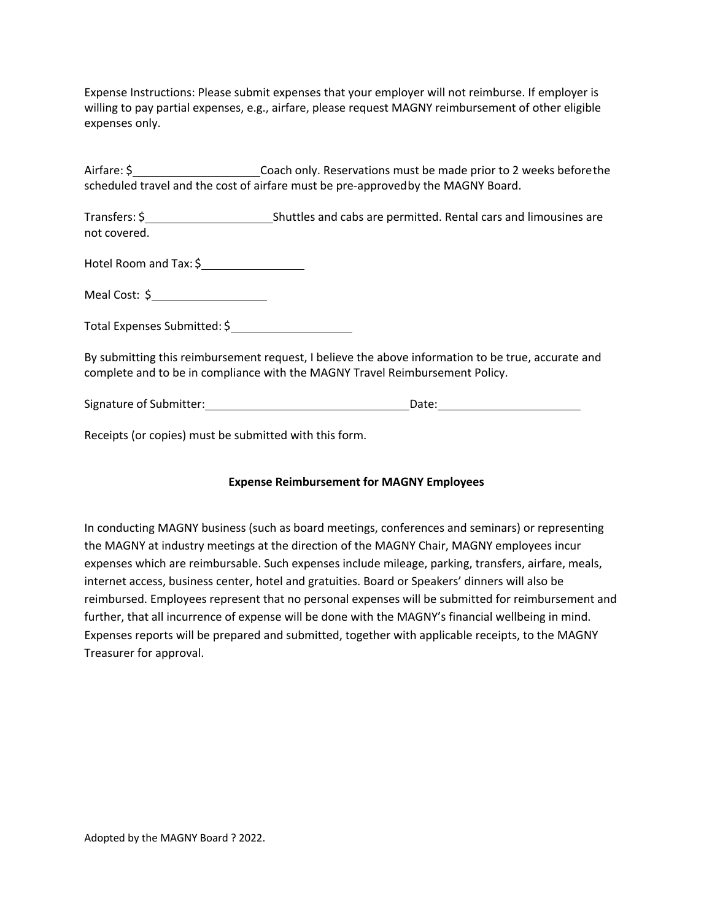Expense Instructions: Please submit expenses that your employer will not reimburse. If employer is willing to pay partial expenses, e.g., airfare, please request MAGNY reimbursement of other eligible expenses only.

Airfare: $____________________ Coach only. Reservations must be made prior to 2 weeks before the scheduled travel and the cost of airfare must be pre-approved by the MAGNY Board.

Transfers: $____________________ Shuttles and cabs are permitted. Rental cars and limousines are not covered.

Hotel Room and Tax: $________________

Meal Cost: $__________________

Total Expenses Submitted: $___________________

By submitting this reimbursement request, I believe the above information to be true, accurate and complete and to be in compliance with the MAGNY Travel Reimbursement Policy.

Signature of Submitter: ________________________________ Date: ______________________

Receipts (or copies) must be submitted with this form.

**Expense Reimbursement for MAGNY Employees**

In conducting MAGNY business (such as board meetings, conferences and seminars) or representing the MAGNY at industry meetings at the direction of the MAGNY Chair, MAGNY employees incur expenses which are reimbursable. Such expenses include mileage, parking, transfers, airfare, meals, internet access, business center, hotel and gratuities. Board or Speakers' dinners will also be reimbursed. Employees represent that no personal expenses will be submitted for reimbursement and further, that all incurrence of expense will be done with the MAGNY's financial wellbeing in mind. Expenses reports will be prepared and submitted, together with applicable receipts, to the MAGNY Treasurer for approval.

Adopted by the MAGNY Board ? 2022.